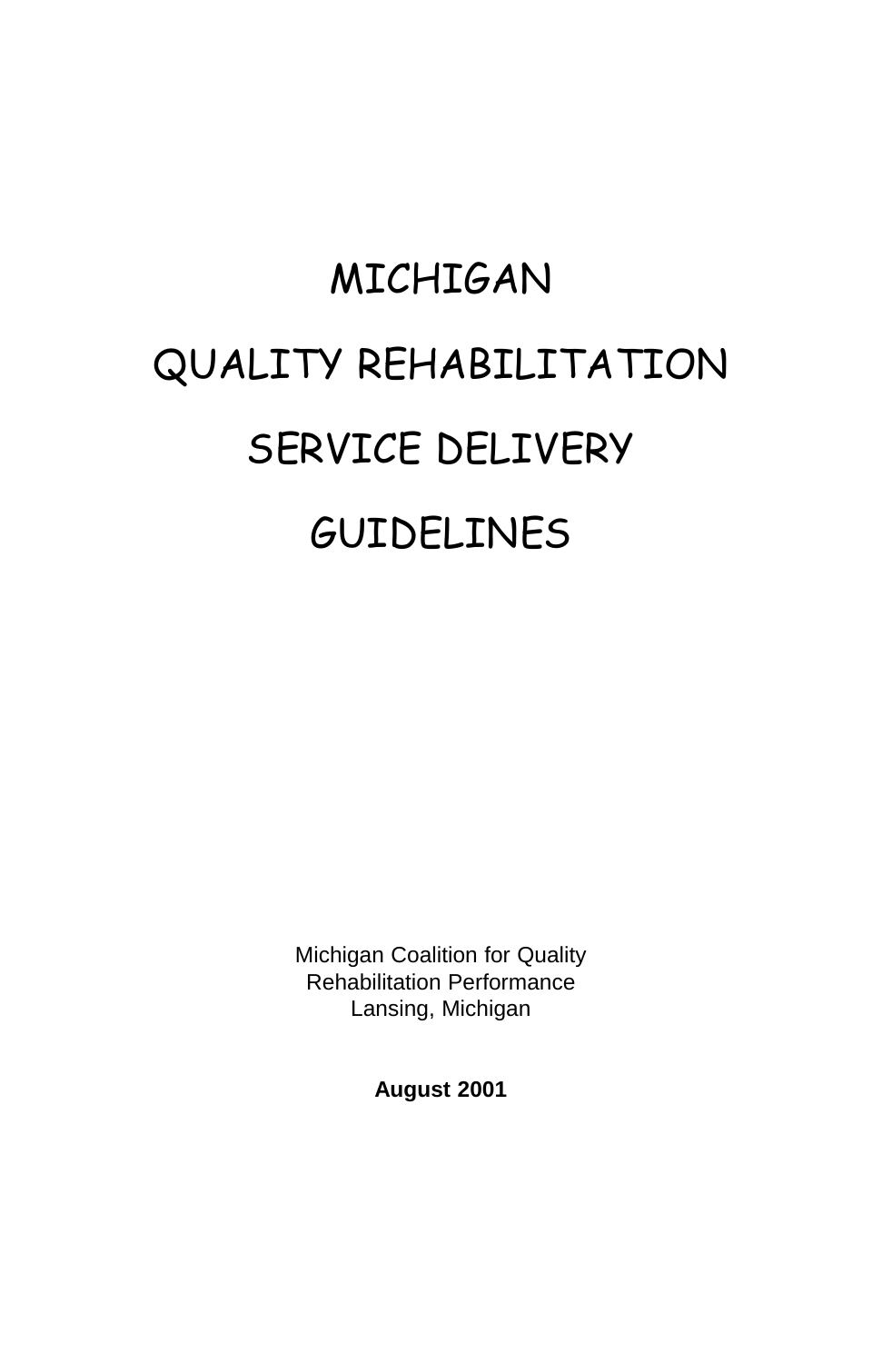# MICHIGAN

# QUALITY REHABILITATION

# SERVICE DELIVERY

# GUIDELINES

Michigan Coalition for Quality
Rehabilitation Performance
Lansing, Michigan

**August 2001**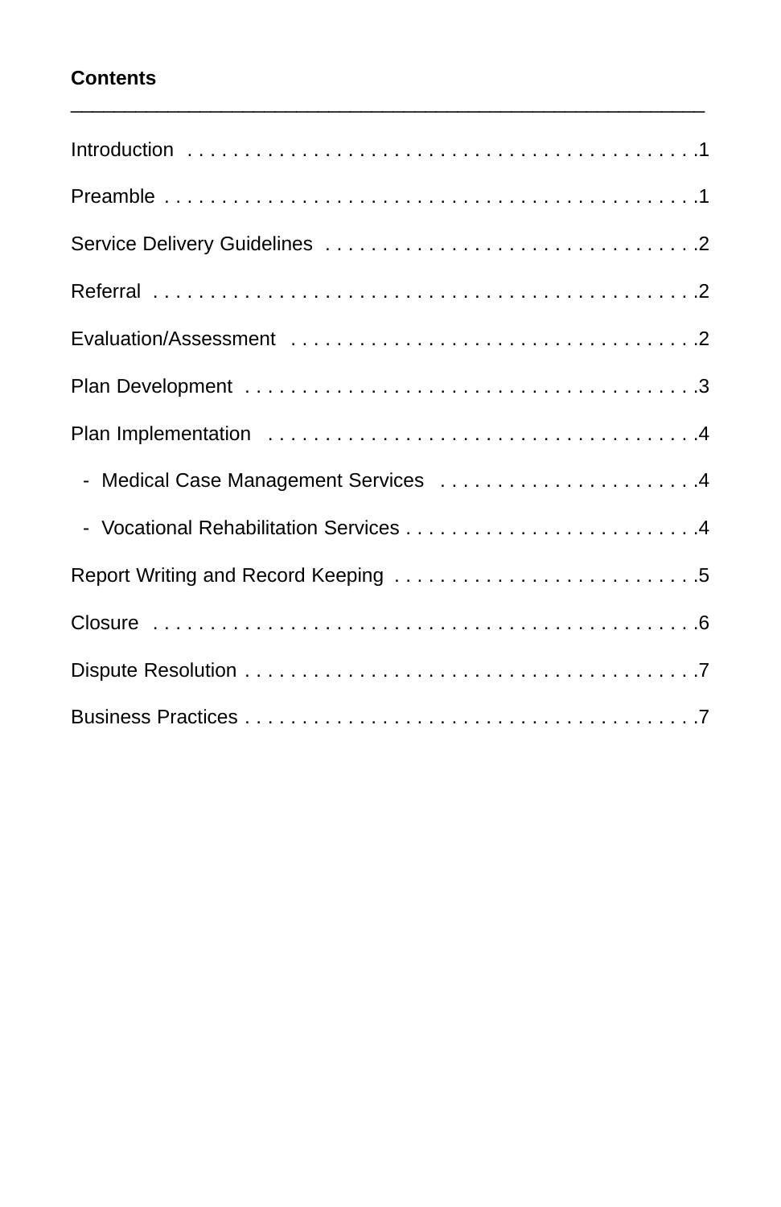**Contents**

---

Introduction . . . . . . . . . . . . . . . . . . . . . . . . . . . . . . . . . . . . . . . . . . . .1

Preamble . . . . . . . . . . . . . . . . . . . . . . . . . . . . . . . . . . . . . . . . . . . . . .1

Service Delivery Guidelines . . . . . . . . . . . . . . . . . . . . . . . . . . . . . . . .2

Referral . . . . . . . . . . . . . . . . . . . . . . . . . . . . . . . . . . . . . . . . . . . . . . .2

Evaluation/Assessment . . . . . . . . . . . . . . . . . . . . . . . . . . . . . . . . . . .2

Plan Development . . . . . . . . . . . . . . . . . . . . . . . . . . . . . . . . . . . . . . .3

Plan Implementation . . . . . . . . . . . . . . . . . . . . . . . . . . . . . . . . . . . . .4

- Medical Case Management Services . . . . . . . . . . . . . . . . . . . . . . .4
- Vocational Rehabilitation Services . . . . . . . . . . . . . . . . . . . . . . . . . .4

Report Writing and Record Keeping . . . . . . . . . . . . . . . . . . . . . . . . . .5

Closure . . . . . . . . . . . . . . . . . . . . . . . . . . . . . . . . . . . . . . . . . . . . . . .6

Dispute Resolution . . . . . . . . . . . . . . . . . . . . . . . . . . . . . . . . . . . . . . .7

Business Practices . . . . . . . . . . . . . . . . . . . . . . . . . . . . . . . . . . . . . . .7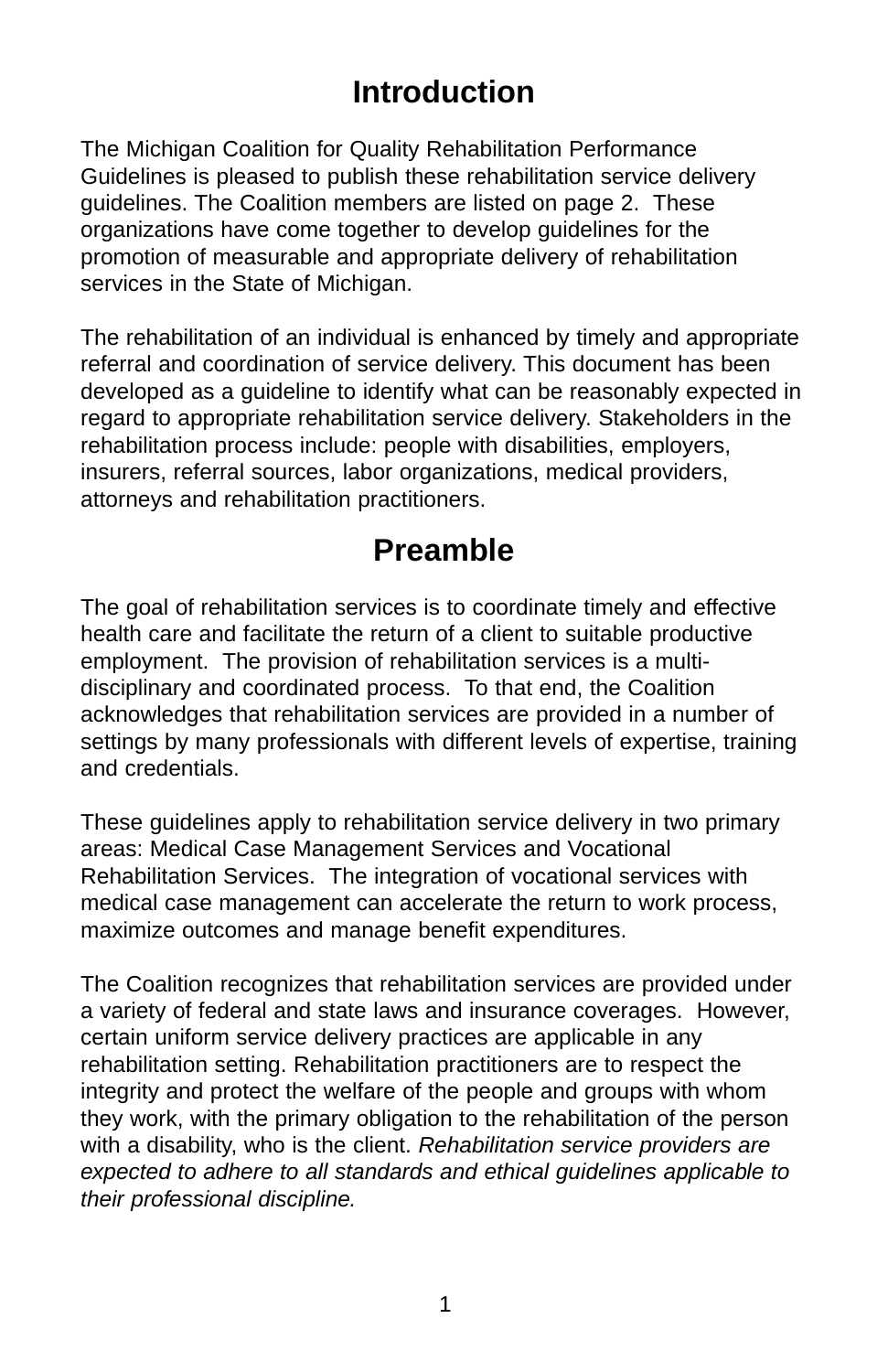# Introduction

The Michigan Coalition for Quality Rehabilitation Performance Guidelines is pleased to publish these rehabilitation service delivery guidelines. The Coalition members are listed on page 2. These organizations have come together to develop guidelines for the promotion of measurable and appropriate delivery of rehabilitation services in the State of Michigan.

The rehabilitation of an individual is enhanced by timely and appropriate referral and coordination of service delivery. This document has been developed as a guideline to identify what can be reasonably expected in regard to appropriate rehabilitation service delivery. Stakeholders in the rehabilitation process include: people with disabilities, employers, insurers, referral sources, labor organizations, medical providers, attorneys and rehabilitation practitioners.

# Preamble

The goal of rehabilitation services is to coordinate timely and effective health care and facilitate the return of a client to suitable productive employment. The provision of rehabilitation services is a multi-disciplinary and coordinated process. To that end, the Coalition acknowledges that rehabilitation services are provided in a number of settings by many professionals with different levels of expertise, training and credentials.

These guidelines apply to rehabilitation service delivery in two primary areas: Medical Case Management Services and Vocational Rehabilitation Services. The integration of vocational services with medical case management can accelerate the return to work process, maximize outcomes and manage benefit expenditures.

The Coalition recognizes that rehabilitation services are provided under a variety of federal and state laws and insurance coverages. However, certain uniform service delivery practices are applicable in any rehabilitation setting. Rehabilitation practitioners are to respect the integrity and protect the welfare of the people and groups with whom they work, with the primary obligation to the rehabilitation of the person with a disability, who is the client. *Rehabilitation service providers are expected to adhere to all standards and ethical guidelines applicable to their professional discipline.*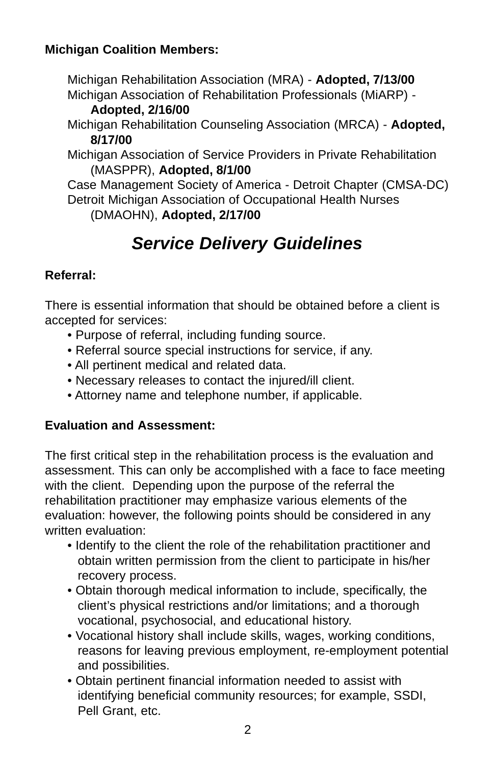**Michigan Coalition Members:**

Michigan Rehabilitation Association (MRA) - **Adopted, 7/13/00**
Michigan Association of Rehabilitation Professionals (MiARP) - **Adopted, 2/16/00**
Michigan Rehabilitation Counseling Association (MRCA) - **Adopted, 8/17/00**
Michigan Association of Service Providers in Private Rehabilitation (MASPPR), **Adopted, 8/1/00**
Case Management Society of America - Detroit Chapter (CMSA-DC)
Detroit Michigan Association of Occupational Health Nurses (DMAOHN), **Adopted, 2/17/00**

## *Service Delivery Guidelines*

**Referral:**

There is essential information that should be obtained before a client is accepted for services:

- Purpose of referral, including funding source.
- Referral source special instructions for service, if any.
- All pertinent medical and related data.
- Necessary releases to contact the injured/ill client.
- Attorney name and telephone number, if applicable.

**Evaluation and Assessment:**

The first critical step in the rehabilitation process is the evaluation and assessment. This can only be accomplished with a face to face meeting with the client. Depending upon the purpose of the referral the rehabilitation practitioner may emphasize various elements of the evaluation: however, the following points should be considered in any written evaluation:

- Identify to the client the role of the rehabilitation practitioner and obtain written permission from the client to participate in his/her recovery process.
- Obtain thorough medical information to include, specifically, the client's physical restrictions and/or limitations; and a thorough vocational, psychosocial, and educational history.
- Vocational history shall include skills, wages, working conditions, reasons for leaving previous employment, re-employment potential and possibilities.
- Obtain pertinent financial information needed to assist with identifying beneficial community resources; for example, SSDI, Pell Grant, etc.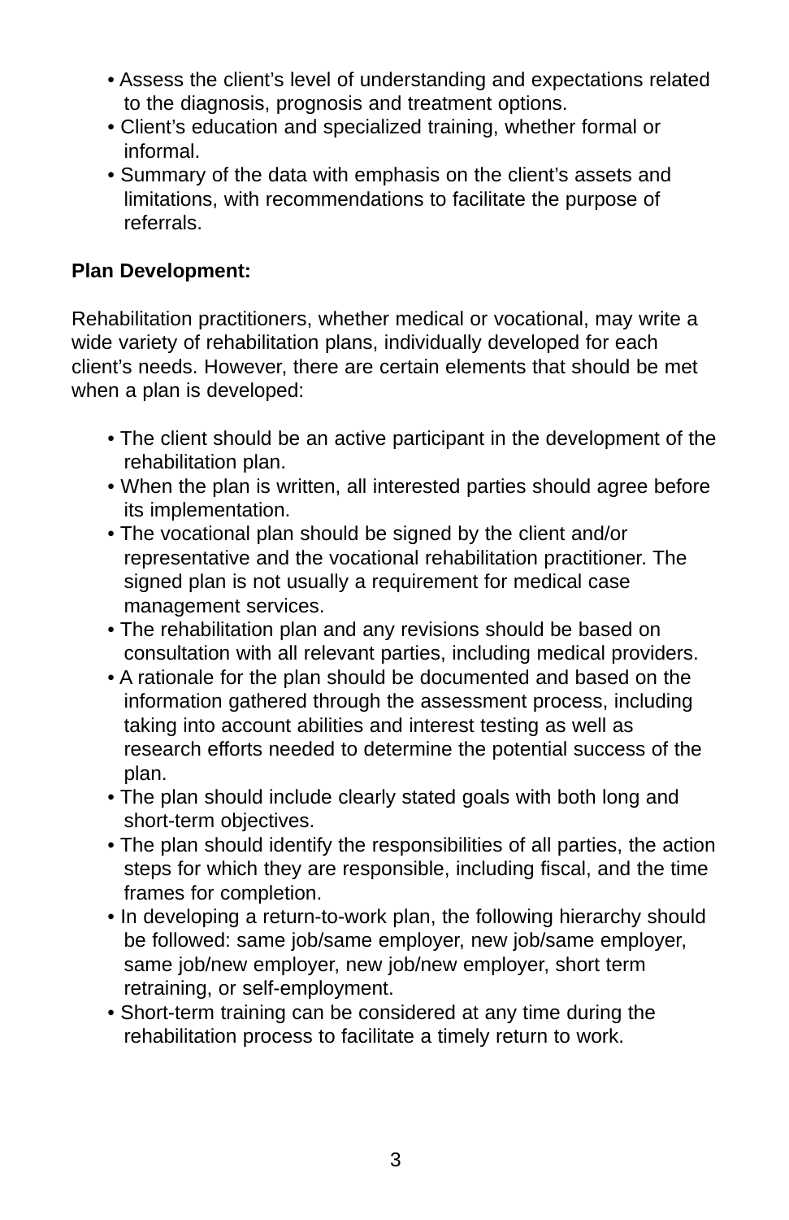- Assess the client's level of understanding and expectations related to the diagnosis, prognosis and treatment options.
- Client's education and specialized training, whether formal or informal.
- Summary of the data with emphasis on the client's assets and limitations, with recommendations to facilitate the purpose of referrals.

**Plan Development:**

Rehabilitation practitioners, whether medical or vocational, may write a wide variety of rehabilitation plans, individually developed for each client's needs. However, there are certain elements that should be met when a plan is developed:

- The client should be an active participant in the development of the rehabilitation plan.
- When the plan is written, all interested parties should agree before its implementation.
- The vocational plan should be signed by the client and/or representative and the vocational rehabilitation practitioner. The signed plan is not usually a requirement for medical case management services.
- The rehabilitation plan and any revisions should be based on consultation with all relevant parties, including medical providers.
- A rationale for the plan should be documented and based on the information gathered through the assessment process, including taking into account abilities and interest testing as well as research efforts needed to determine the potential success of the plan.
- The plan should include clearly stated goals with both long and short-term objectives.
- The plan should identify the responsibilities of all parties, the action steps for which they are responsible, including fiscal, and the time frames for completion.
- In developing a return-to-work plan, the following hierarchy should be followed: same job/same employer, new job/same employer, same job/new employer, new job/new employer, short term retraining, or self-employment.
- Short-term training can be considered at any time during the rehabilitation process to facilitate a timely return to work.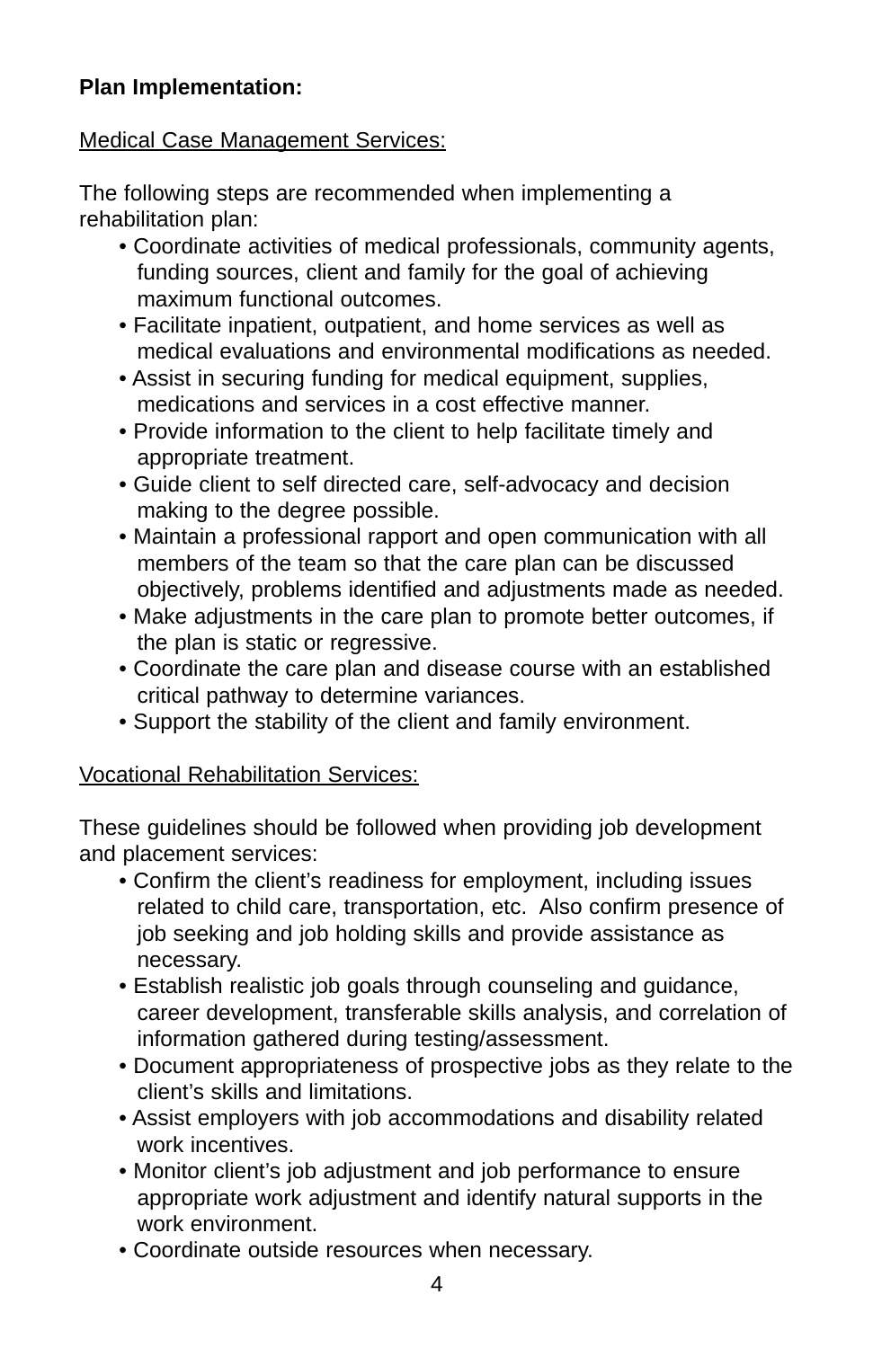**Plan Implementation:**

Medical Case Management Services:

The following steps are recommended when implementing a rehabilitation plan:

- Coordinate activities of medical professionals, community agents, funding sources, client and family for the goal of achieving maximum functional outcomes.
- Facilitate inpatient, outpatient, and home services as well as medical evaluations and environmental modifications as needed.
- Assist in securing funding for medical equipment, supplies, medications and services in a cost effective manner.
- Provide information to the client to help facilitate timely and appropriate treatment.
- Guide client to self directed care, self-advocacy and decision making to the degree possible.
- Maintain a professional rapport and open communication with all members of the team so that the care plan can be discussed objectively, problems identified and adjustments made as needed.
- Make adjustments in the care plan to promote better outcomes, if the plan is static or regressive.
- Coordinate the care plan and disease course with an established critical pathway to determine variances.
- Support the stability of the client and family environment.

Vocational Rehabilitation Services:

These guidelines should be followed when providing job development and placement services:

- Confirm the client's readiness for employment, including issues related to child care, transportation, etc. Also confirm presence of job seeking and job holding skills and provide assistance as necessary.
- Establish realistic job goals through counseling and guidance, career development, transferable skills analysis, and correlation of information gathered during testing/assessment.
- Document appropriateness of prospective jobs as they relate to the client's skills and limitations.
- Assist employers with job accommodations and disability related work incentives.
- Monitor client's job adjustment and job performance to ensure appropriate work adjustment and identify natural supports in the work environment.
- Coordinate outside resources when necessary.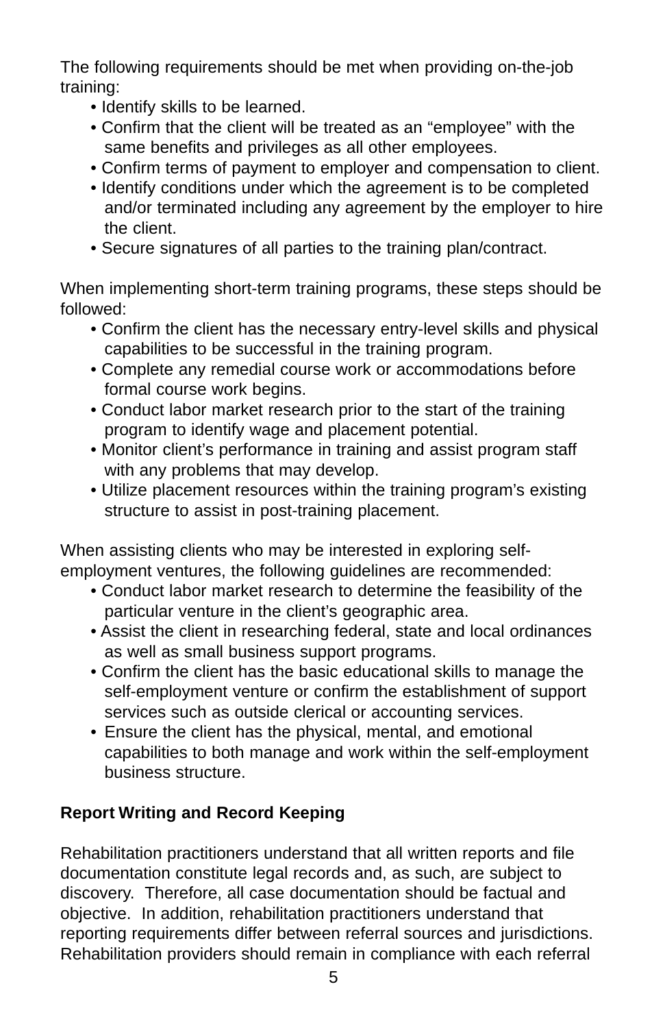The following requirements should be met when providing on-the-job training:

- Identify skills to be learned.
- Confirm that the client will be treated as an "employee" with the same benefits and privileges as all other employees.
- Confirm terms of payment to employer and compensation to client.
- Identify conditions under which the agreement is to be completed and/or terminated including any agreement by the employer to hire the client.
- Secure signatures of all parties to the training plan/contract.

When implementing short-term training programs, these steps should be followed:

- Confirm the client has the necessary entry-level skills and physical capabilities to be successful in the training program.
- Complete any remedial course work or accommodations before formal course work begins.
- Conduct labor market research prior to the start of the training program to identify wage and placement potential.
- Monitor client's performance in training and assist program staff with any problems that may develop.
- Utilize placement resources within the training program's existing structure to assist in post-training placement.

When assisting clients who may be interested in exploring self-employment ventures, the following guidelines are recommended:

- Conduct labor market research to determine the feasibility of the particular venture in the client's geographic area.
- Assist the client in researching federal, state and local ordinances as well as small business support programs.
- Confirm the client has the basic educational skills to manage the self-employment venture or confirm the establishment of support services such as outside clerical or accounting services.
- Ensure the client has the physical, mental, and emotional capabilities to both manage and work within the self-employment business structure.

**Report Writing and Record Keeping**

Rehabilitation practitioners understand that all written reports and file documentation constitute legal records and, as such, are subject to discovery. Therefore, all case documentation should be factual and objective. In addition, rehabilitation practitioners understand that reporting requirements differ between referral sources and jurisdictions. Rehabilitation providers should remain in compliance with each referral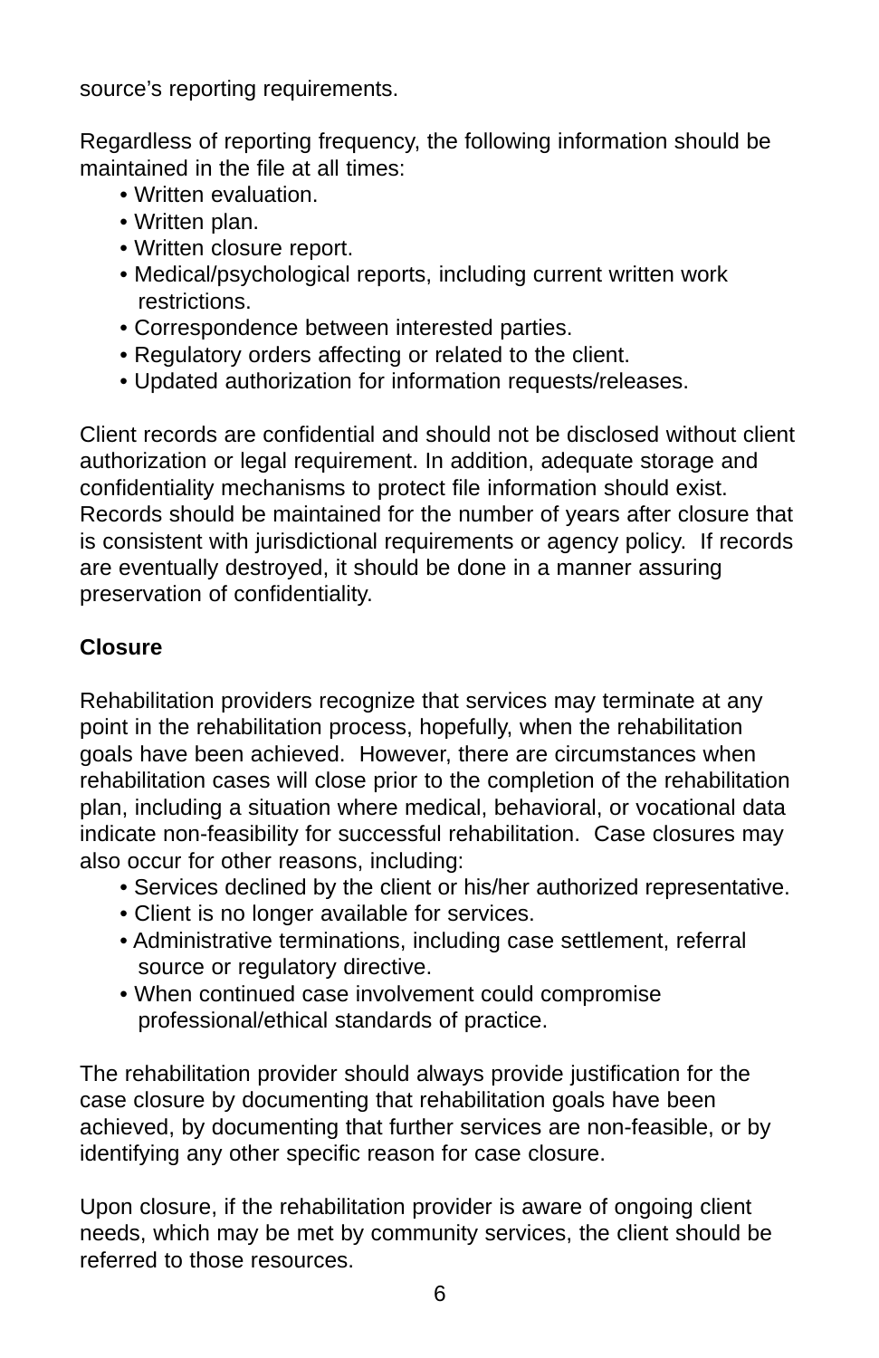source's reporting requirements.

Regardless of reporting frequency, the following information should be maintained in the file at all times:

- Written evaluation.
- Written plan.
- Written closure report.
- Medical/psychological reports, including current written work restrictions.
- Correspondence between interested parties.
- Regulatory orders affecting or related to the client.
- Updated authorization for information requests/releases.

Client records are confidential and should not be disclosed without client authorization or legal requirement. In addition, adequate storage and confidentiality mechanisms to protect file information should exist. Records should be maintained for the number of years after closure that is consistent with jurisdictional requirements or agency policy. If records are eventually destroyed, it should be done in a manner assuring preservation of confidentiality.

**Closure**

Rehabilitation providers recognize that services may terminate at any point in the rehabilitation process, hopefully, when the rehabilitation goals have been achieved. However, there are circumstances when rehabilitation cases will close prior to the completion of the rehabilitation plan, including a situation where medical, behavioral, or vocational data indicate non-feasibility for successful rehabilitation. Case closures may also occur for other reasons, including:

- Services declined by the client or his/her authorized representative.
- Client is no longer available for services.
- Administrative terminations, including case settlement, referral source or regulatory directive.
- When continued case involvement could compromise professional/ethical standards of practice.

The rehabilitation provider should always provide justification for the case closure by documenting that rehabilitation goals have been achieved, by documenting that further services are non-feasible, or by identifying any other specific reason for case closure.

Upon closure, if the rehabilitation provider is aware of ongoing client needs, which may be met by community services, the client should be referred to those resources.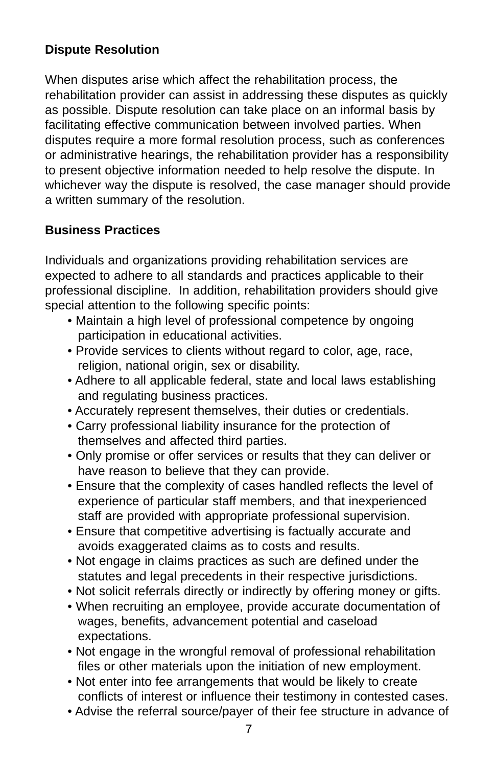## Dispute Resolution

When disputes arise which affect the rehabilitation process, the rehabilitation provider can assist in addressing these disputes as quickly as possible. Dispute resolution can take place on an informal basis by facilitating effective communication between involved parties. When disputes require a more formal resolution process, such as conferences or administrative hearings, the rehabilitation provider has a responsibility to present objective information needed to help resolve the dispute. In whichever way the dispute is resolved, the case manager should provide a written summary of the resolution.

## Business Practices

Individuals and organizations providing rehabilitation services are expected to adhere to all standards and practices applicable to their professional discipline. In addition, rehabilitation providers should give special attention to the following specific points:

- Maintain a high level of professional competence by ongoing participation in educational activities.
- Provide services to clients without regard to color, age, race, religion, national origin, sex or disability.
- Adhere to all applicable federal, state and local laws establishing and regulating business practices.
- Accurately represent themselves, their duties or credentials.
- Carry professional liability insurance for the protection of themselves and affected third parties.
- Only promise or offer services or results that they can deliver or have reason to believe that they can provide.
- Ensure that the complexity of cases handled reflects the level of experience of particular staff members, and that inexperienced staff are provided with appropriate professional supervision.
- Ensure that competitive advertising is factually accurate and avoids exaggerated claims as to costs and results.
- Not engage in claims practices as such are defined under the statutes and legal precedents in their respective jurisdictions.
- Not solicit referrals directly or indirectly by offering money or gifts.
- When recruiting an employee, provide accurate documentation of wages, benefits, advancement potential and caseload expectations.
- Not engage in the wrongful removal of professional rehabilitation files or other materials upon the initiation of new employment.
- Not enter into fee arrangements that would be likely to create conflicts of interest or influence their testimony in contested cases.
- Advise the referral source/payer of their fee structure in advance of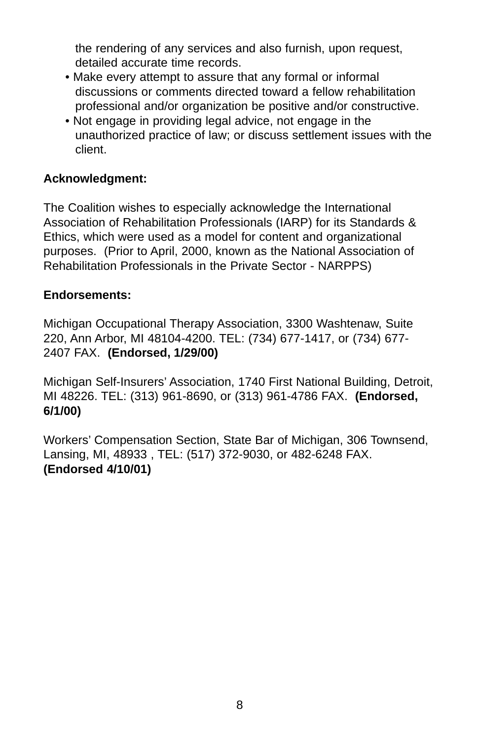the rendering of any services and also furnish, upon request, detailed accurate time records.

- Make every attempt to assure that any formal or informal discussions or comments directed toward a fellow rehabilitation professional and/or organization be positive and/or constructive.
- Not engage in providing legal advice, not engage in the unauthorized practice of law; or discuss settlement issues with the client.

**Acknowledgment:**

The Coalition wishes to especially acknowledge the International Association of Rehabilitation Professionals (IARP) for its Standards & Ethics, which were used as a model for content and organizational purposes. (Prior to April, 2000, known as the National Association of Rehabilitation Professionals in the Private Sector - NARPPS)

**Endorsements:**

Michigan Occupational Therapy Association, 3300 Washtenaw, Suite 220, Ann Arbor, MI 48104-4200. TEL: (734) 677-1417, or (734) 677-2407 FAX. **(Endorsed, 1/29/00)**

Michigan Self-Insurers' Association, 1740 First National Building, Detroit, MI 48226. TEL: (313) 961-8690, or (313) 961-4786 FAX. **(Endorsed, 6/1/00)**

Workers' Compensation Section, State Bar of Michigan, 306 Townsend, Lansing, MI, 48933 , TEL: (517) 372-9030, or 482-6248 FAX. **(Endorsed 4/10/01)**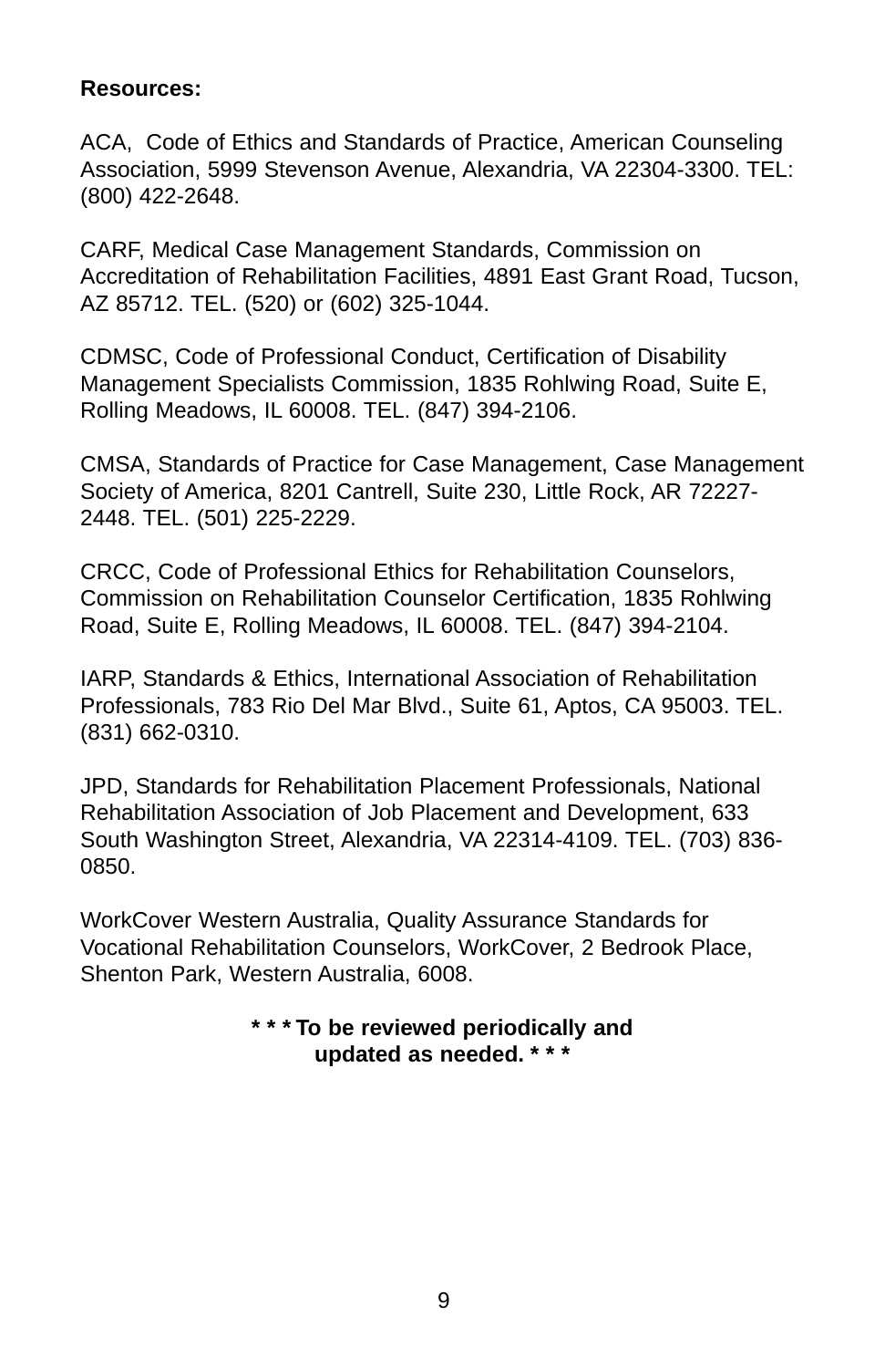**Resources:**

ACA, Code of Ethics and Standards of Practice, American Counseling Association, 5999 Stevenson Avenue, Alexandria, VA 22304-3300. TEL: (800) 422-2648.

CARF, Medical Case Management Standards, Commission on Accreditation of Rehabilitation Facilities, 4891 East Grant Road, Tucson, AZ 85712. TEL. (520) or (602) 325-1044.

CDMSC, Code of Professional Conduct, Certification of Disability Management Specialists Commission, 1835 Rohlwing Road, Suite E, Rolling Meadows, IL 60008. TEL. (847) 394-2106.

CMSA, Standards of Practice for Case Management, Case Management Society of America, 8201 Cantrell, Suite 230, Little Rock, AR 72227-2448. TEL. (501) 225-2229.

CRCC, Code of Professional Ethics for Rehabilitation Counselors, Commission on Rehabilitation Counselor Certification, 1835 Rohlwing Road, Suite E, Rolling Meadows, IL 60008. TEL. (847) 394-2104.

IARP, Standards & Ethics, International Association of Rehabilitation Professionals, 783 Rio Del Mar Blvd., Suite 61, Aptos, CA 95003. TEL. (831) 662-0310.

JPD, Standards for Rehabilitation Placement Professionals, National Rehabilitation Association of Job Placement and Development, 633 South Washington Street, Alexandria, VA 22314-4109. TEL. (703) 836-0850.

WorkCover Western Australia, Quality Assurance Standards for Vocational Rehabilitation Counselors, WorkCover, 2 Bedrook Place, Shenton Park, Western Australia, 6008.

**\* \* \* To be reviewed periodically and updated as needed. \* \* \***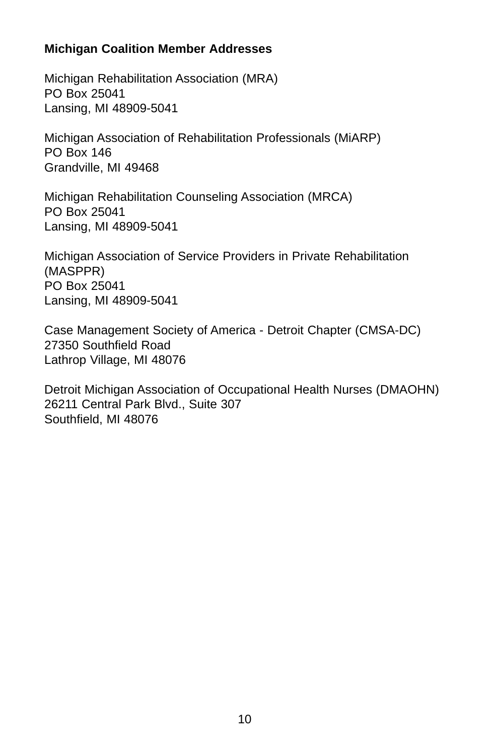**Michigan Coalition Member Addresses**

Michigan Rehabilitation Association (MRA)
PO Box 25041
Lansing, MI 48909-5041

Michigan Association of Rehabilitation Professionals (MiARP)
PO Box 146
Grandville, MI 49468

Michigan Rehabilitation Counseling Association (MRCA)
PO Box 25041
Lansing, MI 48909-5041

Michigan Association of Service Providers in Private Rehabilitation (MASPPR)
PO Box 25041
Lansing, MI 48909-5041

Case Management Society of America - Detroit Chapter (CMSA-DC)
27350 Southfield Road
Lathrop Village, MI 48076

Detroit Michigan Association of Occupational Health Nurses (DMAOHN)
26211 Central Park Blvd., Suite 307
Southfield, MI 48076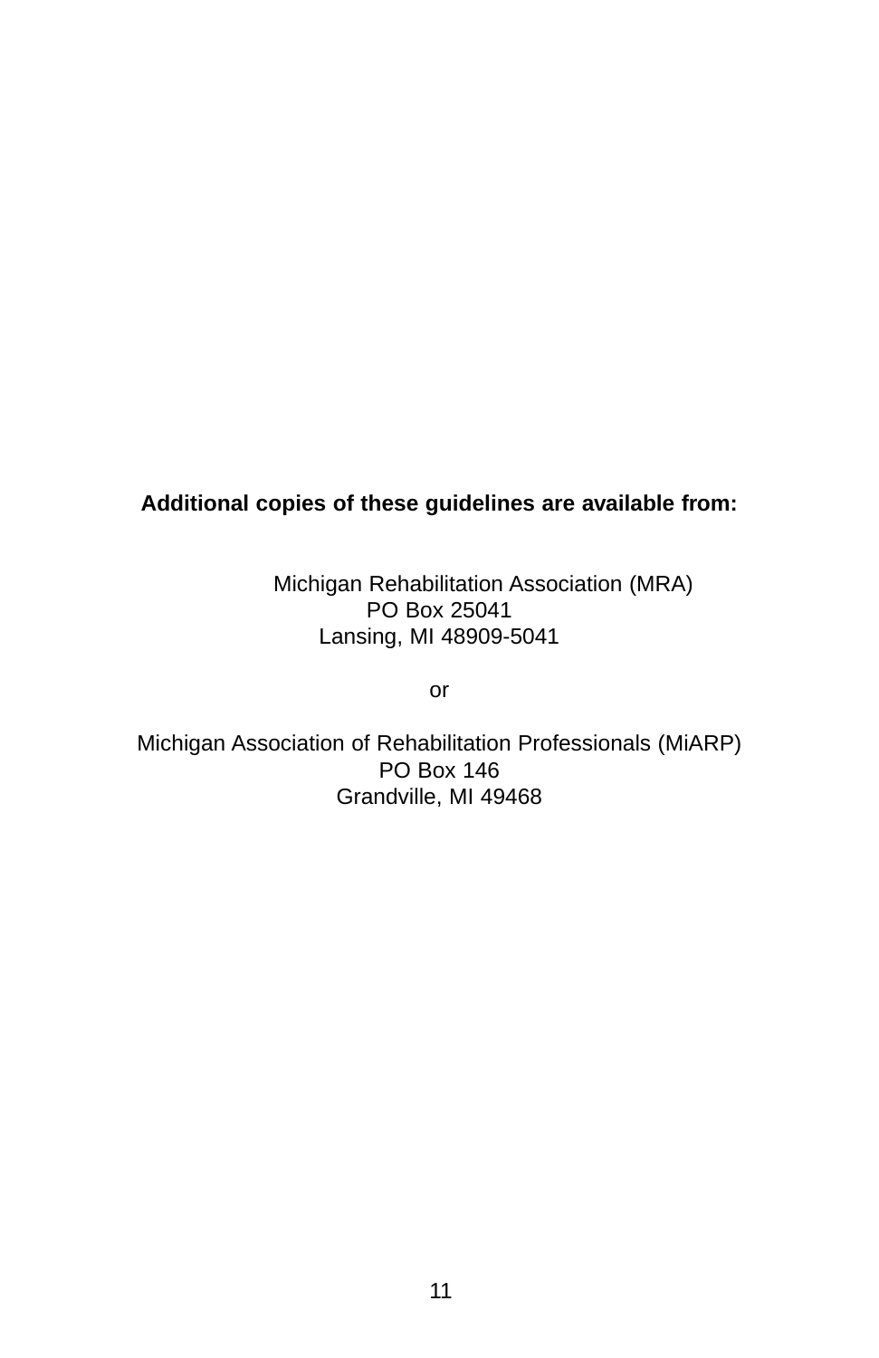**Additional copies of these guidelines are available from:**

Michigan Rehabilitation Association (MRA)
PO Box 25041
Lansing, MI 48909-5041

or

Michigan Association of Rehabilitation Professionals (MiARP)
PO Box 146
Grandville, MI 49468